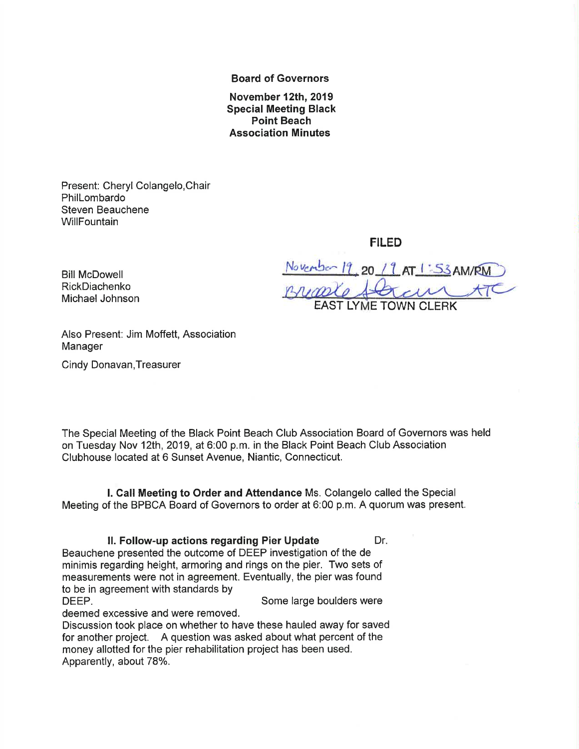**Board of Governors**

**November 12th, 2019**
**Special Meeting Black Point Beach Association Minutes**

Present: Cheryl Colangelo, Chair
PhilLombardo
Steven Beauchene
WillFountain

Bill McDowell
RickDiachenko
Michael Johnson

**FILED**

November 19, 20 19 AT 1:53 AM/PM
Brooke Stevens ATC
EAST LYME TOWN CLERK

Also Present: Jim Moffett, Association Manager

Cindy Donavan, Treasurer

The Special Meeting of the Black Point Beach Club Association Board of Governors was held on Tuesday Nov 12th, 2019, at 6:00 p.m. in the Black Point Beach Club Association Clubhouse located at 6 Sunset Avenue, Niantic, Connecticut.

**I. Call Meeting to Order and Attendance** Ms. Colangelo called the Special Meeting of the BPBCA Board of Governors to order at 6:00 p.m. A quorum was present.

**II. Follow-up actions regarding Pier Update** Dr. Beauchene presented the outcome of DEEP investigation of the de minimis regarding height, armoring and rings on the pier. Two sets of measurements were not in agreement. Eventually, the pier was found to be in agreement with standards by DEEP. Some large boulders were deemed excessive and were removed.
Discussion took place on whether to have these hauled away for saved for another project. A question was asked about what percent of the money allotted for the pier rehabilitation project has been used. Apparently, about 78%.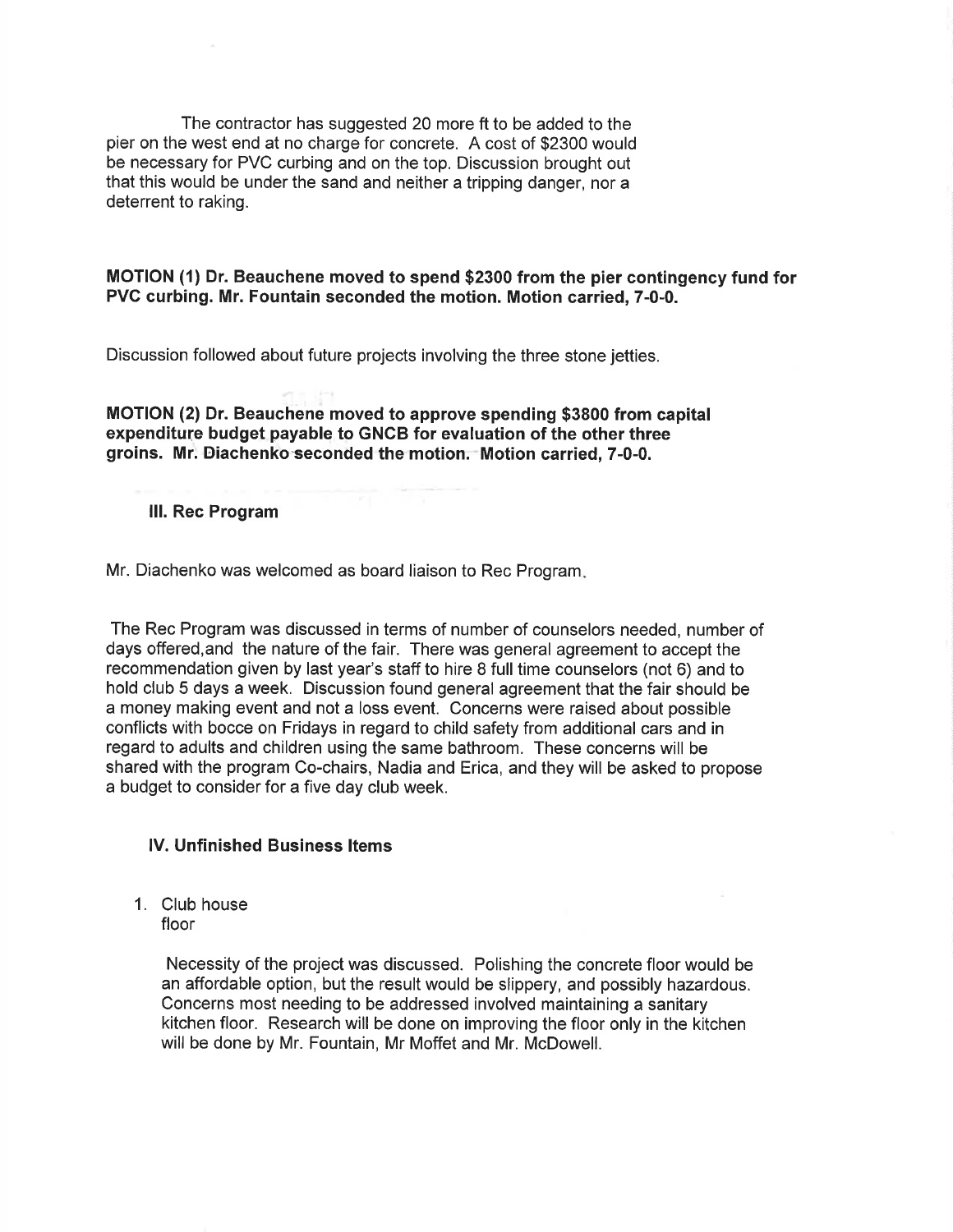The contractor has suggested 20 more ft to be added to the pier on the west end at no charge for concrete. A cost of $2300 would be necessary for PVC curbing and on the top. Discussion brought out that this would be under the sand and neither a tripping danger, nor a deterrent to raking.

**MOTION (1) Dr. Beauchene moved to spend $2300 from the pier contingency fund for PVC curbing. Mr. Fountain seconded the motion. Motion carried, 7-0-0.**

Discussion followed about future projects involving the three stone jetties.

**MOTION (2) Dr. Beauchene moved to approve spending $3800 from capital expenditure budget payable to GNCB for evaluation of the other three groins. Mr. Diachenko seconded the motion. Motion carried, 7-0-0.**

### III. Rec Program

Mr. Diachenko was welcomed as board liaison to Rec Program.

The Rec Program was discussed in terms of number of counselors needed, number of days offered,and the nature of the fair. There was general agreement to accept the recommendation given by last year's staff to hire 8 full time counselors (not 6) and to hold club 5 days a week. Discussion found general agreement that the fair should be a money making event and not a loss event. Concerns were raised about possible conflicts with bocce on Fridays in regard to child safety from additional cars and in regard to adults and children using the same bathroom. These concerns will be shared with the program Co-chairs, Nadia and Erica, and they will be asked to propose a budget to consider for a five day club week.

### IV. Unfinished Business Items

1. Club house floor

   Necessity of the project was discussed. Polishing the concrete floor would be an affordable option, but the result would be slippery, and possibly hazardous. Concerns most needing to be addressed involved maintaining a sanitary kitchen floor. Research will be done on improving the floor only in the kitchen will be done by Mr. Fountain, Mr Moffet and Mr. McDowell.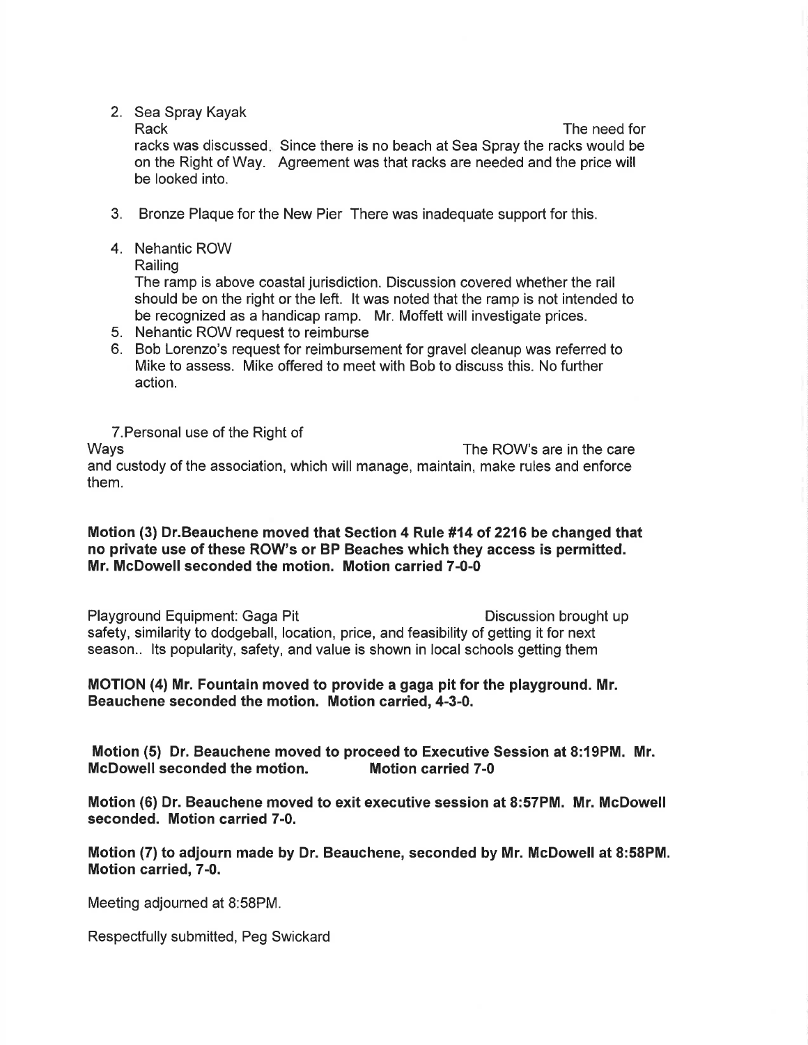2. Sea Spray Kayak Rack

   The need for racks was discussed. Since there is no beach at Sea Spray the racks would be on the Right of Way. Agreement was that racks are needed and the price will be looked into.

3. Bronze Plaque for the New Pier There was inadequate support for this.

4. Nehantic ROW Railing

   The ramp is above coastal jurisdiction. Discussion covered whether the rail should be on the right or the left. It was noted that the ramp is not intended to be recognized as a handicap ramp. Mr. Moffett will investigate prices.

5. Nehantic ROW request to reimburse
6. Bob Lorenzo's request for reimbursement for gravel cleanup was referred to Mike to assess. Mike offered to meet with Bob to discuss this. No further action.

7. Personal use of the Right of Ways

   The ROW's are in the care and custody of the association, which will manage, maintain, make rules and enforce them.

**Motion (3) Dr.Beauchene moved that Section 4 Rule #14 of 2216 be changed that no private use of these ROW's or BP Beaches which they access is permitted. Mr. McDowell seconded the motion. Motion carried 7-0-0**

Playground Equipment: Gaga Pit

Discussion brought up safety, similarity to dodgeball, location, price, and feasibility of getting it for next season.. Its popularity, safety, and value is shown in local schools getting them

**MOTION (4) Mr. Fountain moved to provide a gaga pit for the playground. Mr. Beauchene seconded the motion. Motion carried, 4-3-0.**

**Motion (5) Dr. Beauchene moved to proceed to Executive Session at 8:19PM. Mr. McDowell seconded the motion. Motion carried 7-0**

**Motion (6) Dr. Beauchene moved to exit executive session at 8:57PM. Mr. McDowell seconded. Motion carried 7-0.**

**Motion (7) to adjourn made by Dr. Beauchene, seconded by Mr. McDowell at 8:58PM. Motion carried, 7-0.**

Meeting adjourned at 8:58PM.

Respectfully submitted, Peg Swickard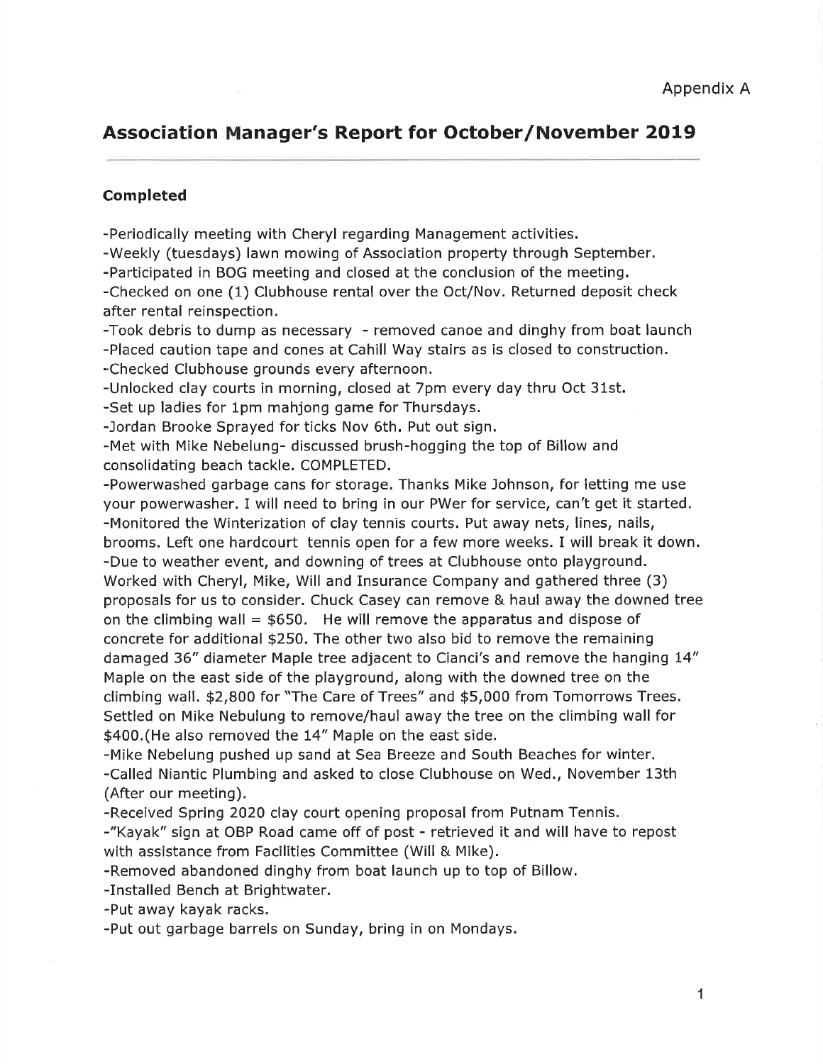Appendix A

# Association Manager's Report for October/November 2019

### Completed

-Periodically meeting with Cheryl regarding Management activities.
-Weekly (tuesdays) lawn mowing of Association property through September.
-Participated in BOG meeting and closed at the conclusion of the meeting.
-Checked on one (1) Clubhouse rental over the Oct/Nov. Returned deposit check after rental reinspection.
-Took debris to dump as necessary - removed canoe and dinghy from boat launch
-Placed caution tape and cones at Cahill Way stairs as is closed to construction.
-Checked Clubhouse grounds every afternoon.
-Unlocked clay courts in morning, closed at 7pm every day thru Oct 31st.
-Set up ladies for 1pm mahjong game for Thursdays.
-Jordan Brooke Sprayed for ticks Nov 6th. Put out sign.
-Met with Mike Nebelung- discussed brush-hogging the top of Billow and consolidating beach tackle. COMPLETED.
-Powerwashed garbage cans for storage. Thanks Mike Johnson, for letting me use your powerwasher. I will need to bring in our PWer for service, can't get it started.
-Monitored the Winterization of clay tennis courts. Put away nets, lines, nails, brooms. Left one hardcourt tennis open for a few more weeks. I will break it down.
-Due to weather event, and downing of trees at Clubhouse onto playground. Worked with Cheryl, Mike, Will and Insurance Company and gathered three (3) proposals for us to consider. Chuck Casey can remove & haul away the downed tree on the climbing wall = $650. He will remove the apparatus and dispose of concrete for additional $250. The other two also bid to remove the remaining damaged 36" diameter Maple tree adjacent to Cianci's and remove the hanging 14" Maple on the east side of the playground, along with the downed tree on the climbing wall. $2,800 for "The Care of Trees" and $5,000 from Tomorrows Trees. Settled on Mike Nebulung to remove/haul away the tree on the climbing wall for $400.(He also removed the 14" Maple on the east side.
-Mike Nebelung pushed up sand at Sea Breeze and South Beaches for winter.
-Called Niantic Plumbing and asked to close Clubhouse on Wed., November 13th (After our meeting).
-Received Spring 2020 clay court opening proposal from Putnam Tennis.
-"Kayak" sign at OBP Road came off of post - retrieved it and will have to repost with assistance from Facilities Committee (Will & Mike).
-Removed abandoned dinghy from boat launch up to top of Billow.
-Installed Bench at Brightwater.
-Put away kayak racks.
-Put out garbage barrels on Sunday, bring in on Mondays.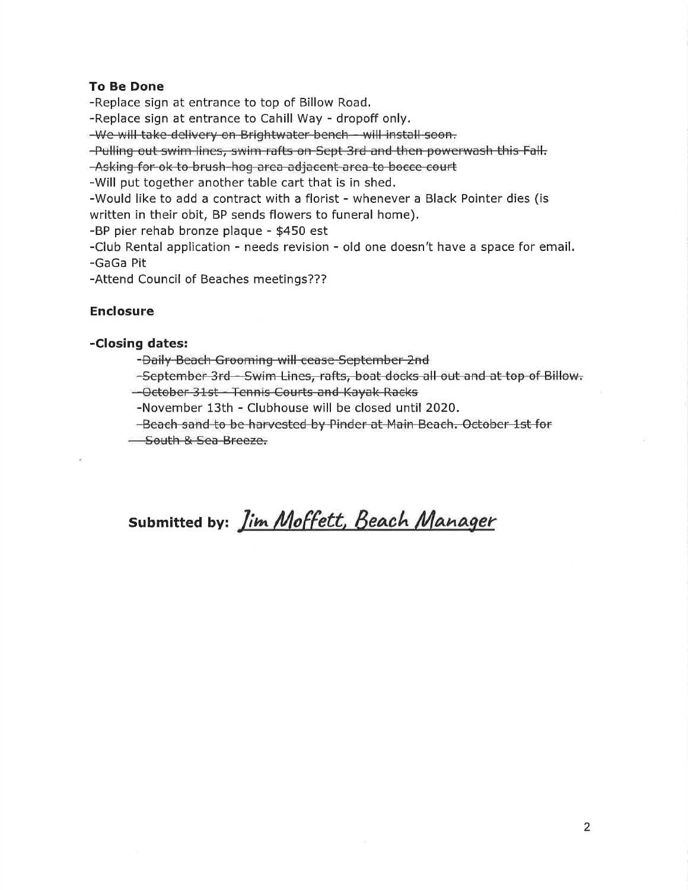**To Be Done**

-Replace sign at entrance to top of Billow Road.
-Replace sign at entrance to Cahill Way - dropoff only.
~~-We will take delivery on Brightwater bench – will install soon.~~
~~-Pulling out swim lines, swim rafts on Sept 3rd and then powerwash this Fall.~~
~~-Asking for ok to brush-hog area adjacent area to bocce court~~
-Will put together another table cart that is in shed.
-Would like to add a contract with a florist - whenever a Black Pointer dies (is written in their obit, BP sends flowers to funeral home).
-BP pier rehab bronze plaque - $450 est
-Club Rental application - needs revision - old one doesn't have a space for email.
-GaGa Pit
-Attend Council of Beaches meetings???

**Enclosure**

**-Closing dates:**

~~-Daily Beach Grooming will cease September 2nd~~
~~-September 3rd – Swim Lines, rafts, boat docks all out and at top of Billow.~~
~~-October 31st – Tennis Courts and Kayak Racks~~
-November 13th - Clubhouse will be closed until 2020.
~~-Beach sand to be harvested by Pinder at Main Beach. October 1st for South & Sea Breeze.~~

**Submitted by:** *Jim Moffett, Beach Manager*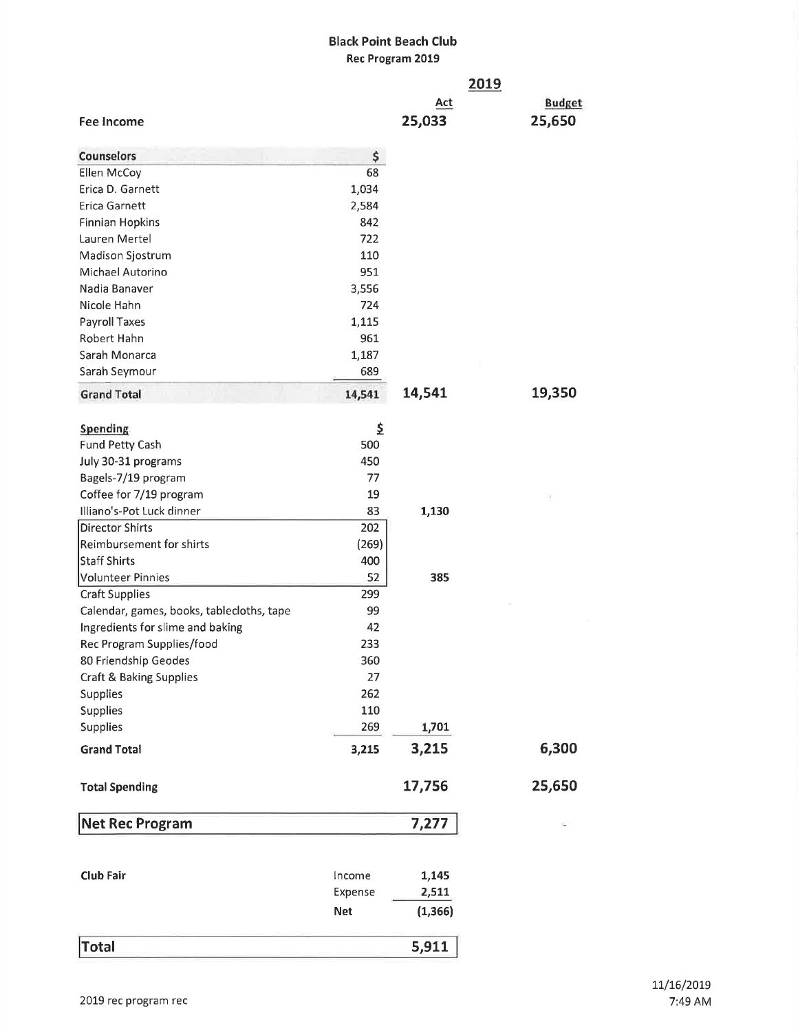## Black Point Beach Club
### Rec Program 2019

| | | 2019 Act | 2019 Budget |
|---|---|---|---|
| **Fee Income** | | **25,033** | **25,650** |
| | | | |
| **Counselors** | **$** | | |
| Ellen McCoy | 68 | | |
| Erica D. Garnett | 1,034 | | |
| Erica Garnett | 2,584 | | |
| Finnian Hopkins | 842 | | |
| Lauren Mertel | 722 | | |
| Madison Sjostrum | 110 | | |
| Michael Autorino | 951 | | |
| Nadia Banaver | 3,556 | | |
| Nicole Hahn | 724 | | |
| Payroll Taxes | 1,115 | | |
| Robert Hahn | 961 | | |
| Sarah Monarca | 1,187 | | |
| Sarah Seymour | 689 | | |
| **Grand Total** | **14,541** | **14,541** | **19,350** |
| | | | |
| **Spending** | **$** | | |
| Fund Petty Cash | 500 | | |
| July 30-31 programs | 450 | | |
| Bagels-7/19 program | 77 | | |
| Coffee for 7/19 program | 19 | | |
| Illiano's-Pot Luck dinner | 83 | 1,130 | |
| Director Shirts | 202 | | |
| Reimbursement for shirts | (269) | | |
| Staff Shirts | 400 | | |
| Volunteer Pinnies | 52 | 385 | |
| Craft Supplies | 299 | | |
| Calendar, games, books, tablecloths, tape | 99 | | |
| Ingredients for slime and baking | 42 | | |
| Rec Program Supplies/food | 233 | | |
| 80 Friendship Geodes | 360 | | |
| Craft & Baking Supplies | 27 | | |
| Supplies | 262 | | |
| Supplies | 110 | | |
| Supplies | 269 | 1,701 | |
| **Grand Total** | **3,215** | **3,215** | **6,300** |
| | | | |
| **Total Spending** | | **17,756** | **25,650** |
| | | | |
| **Net Rec Program** | | **7,277** | |
| | | | |
| **Club Fair** | Income | 1,145 | |
| | Expense | 2,511 | |
| | **Net** | **(1,366)** | |
| | | | |
| **Total** | | **5,911** | |

2019 rec program rec

11/16/2019
7:49 AM